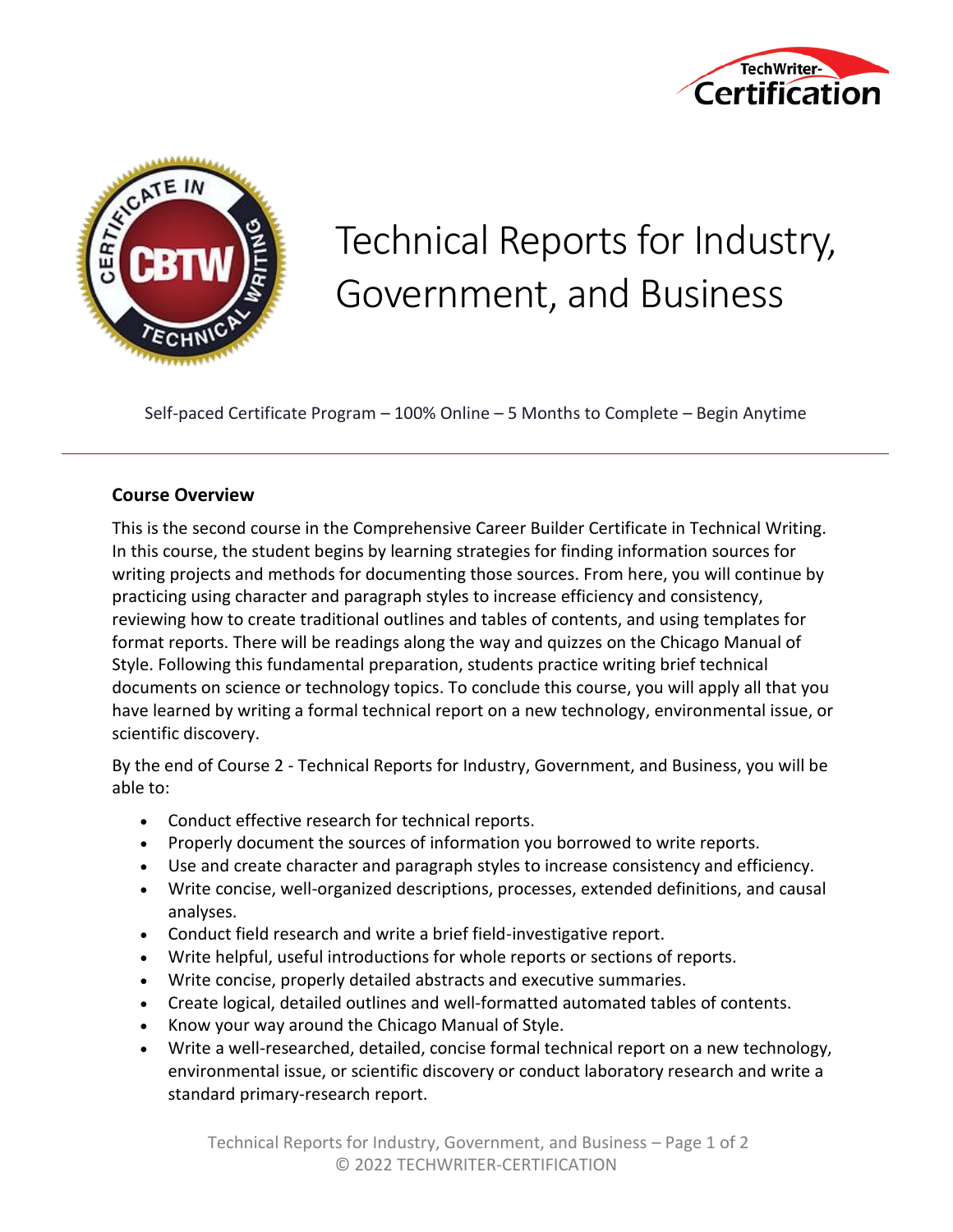# Technical Reports for Industry, Government, and Business

Self-paced Certificate Program – 100% Online – 5 Months to Complete – Begin Anytime

---

**Course Overview**

This is the second course in the Comprehensive Career Builder Certificate in Technical Writing. In this course, the student begins by learning strategies for finding information sources for writing projects and methods for documenting those sources. From here, you will continue by practicing using character and paragraph styles to increase efficiency and consistency, reviewing how to create traditional outlines and tables of contents, and using templates for format reports. There will be readings along the way and quizzes on the Chicago Manual of Style. Following this fundamental preparation, students practice writing brief technical documents on science or technology topics. To conclude this course, you will apply all that you have learned by writing a formal technical report on a new technology, environmental issue, or scientific discovery.

By the end of Course 2 - Technical Reports for Industry, Government, and Business, you will be able to:

- Conduct effective research for technical reports.
- Properly document the sources of information you borrowed to write reports.
- Use and create character and paragraph styles to increase consistency and efficiency.
- Write concise, well-organized descriptions, processes, extended definitions, and causal analyses.
- Conduct field research and write a brief field-investigative report.
- Write helpful, useful introductions for whole reports or sections of reports.
- Write concise, properly detailed abstracts and executive summaries.
- Create logical, detailed outlines and well-formatted automated tables of contents.
- Know your way around the Chicago Manual of Style.
- Write a well-researched, detailed, concise formal technical report on a new technology, environmental issue, or scientific discovery or conduct laboratory research and write a standard primary-research report.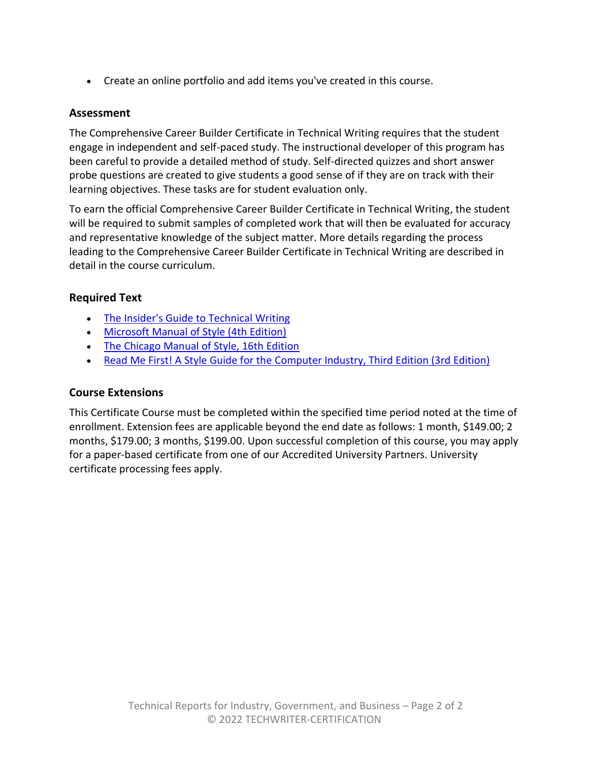- Create an online portfolio and add items you've created in this course.

### Assessment

The Comprehensive Career Builder Certificate in Technical Writing requires that the student engage in independent and self-paced study. The instructional developer of this program has been careful to provide a detailed method of study. Self-directed quizzes and short answer probe questions are created to give students a good sense of if they are on track with their learning objectives. These tasks are for student evaluation only.

To earn the official Comprehensive Career Builder Certificate in Technical Writing, the student will be required to submit samples of completed work that will then be evaluated for accuracy and representative knowledge of the subject matter. More details regarding the process leading to the Comprehensive Career Builder Certificate in Technical Writing are described in detail in the course curriculum.

### Required Text

- The Insider's Guide to Technical Writing
- Microsoft Manual of Style (4th Edition)
- The Chicago Manual of Style, 16th Edition
- Read Me First! A Style Guide for the Computer Industry, Third Edition (3rd Edition)

### Course Extensions

This Certificate Course must be completed within the specified time period noted at the time of enrollment. Extension fees are applicable beyond the end date as follows: 1 month, $149.00; 2 months, $179.00; 3 months, $199.00. Upon successful completion of this course, you may apply for a paper-based certificate from one of our Accredited University Partners. University certificate processing fees apply.